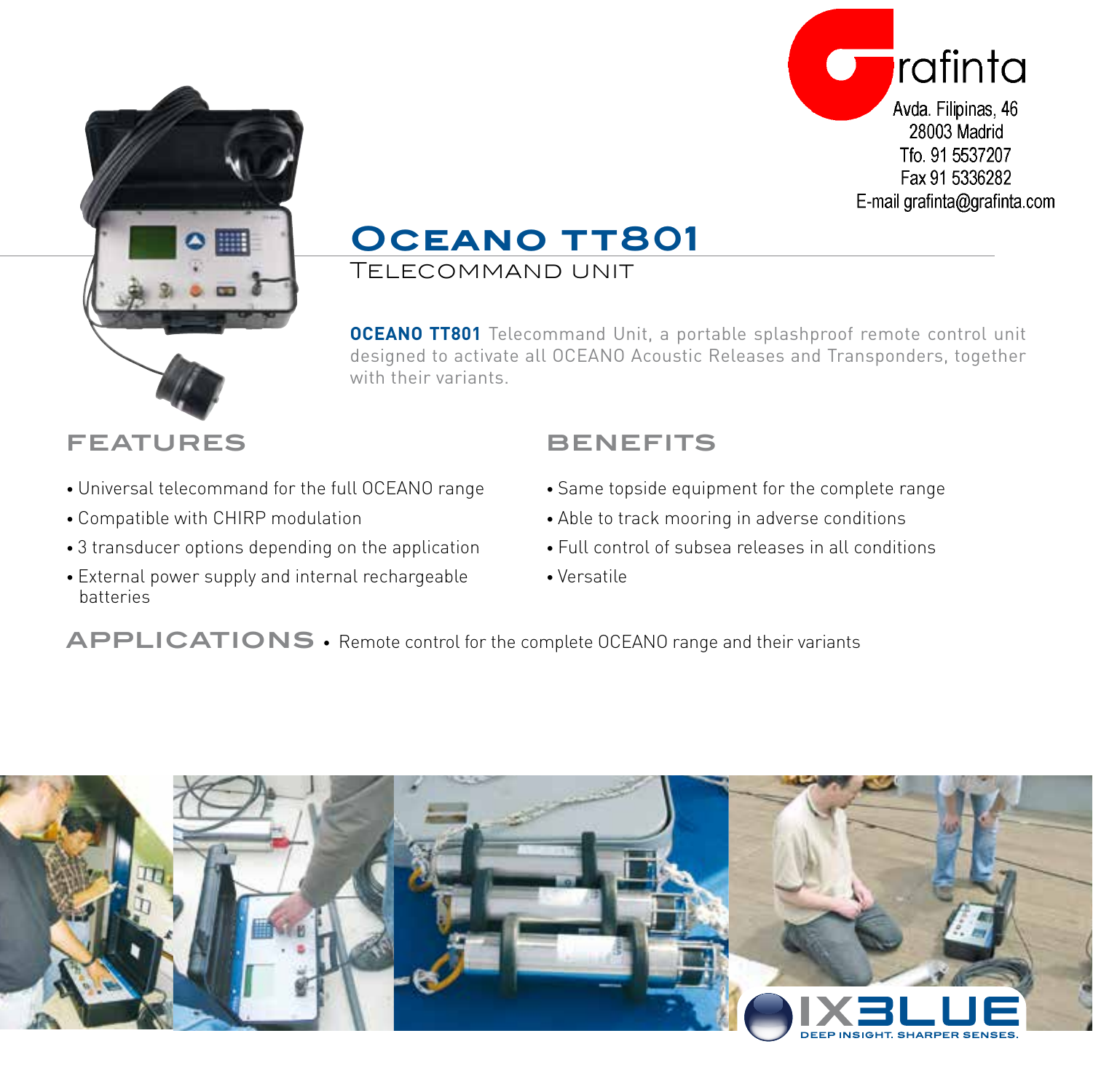Grafinta

Avda. Filipinas, 46
28003 Madrid
Tfo. 91 5537207
Fax 91 5336282
E-mail grafinta@grafinta.com

# Oceano TT801

## Telecommand Unit

**OCEANO TT801** Telecommand Unit, a portable splashproof remote control unit designed to activate all OCEANO Acoustic Releases and Transponders, together with their variants.

## FEATURES

- Universal telecommand for the full OCEANO range
- Compatible with CHIRP modulation
- 3 transducer options depending on the application
- External power supply and internal rechargeable batteries

## BENEFITS

- Same topside equipment for the complete range
- Able to track mooring in adverse conditions
- Full control of subsea releases in all conditions
- Versatile

## APPLICATIONS

- Remote control for the complete OCEANO range and their variants

IXBLUE
DEEP INSIGHT. SHARPER SENSES.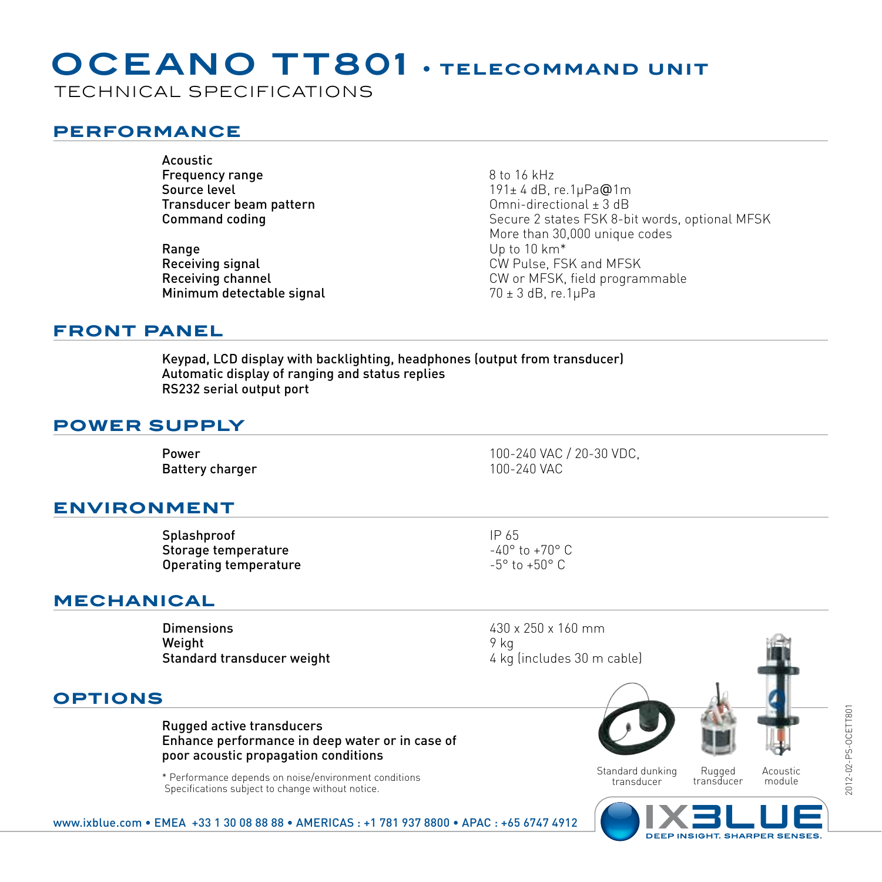# OCEANO TT801 • TELECOMMAND UNIT

TECHNICAL SPECIFICATIONS

## PERFORMANCE

| | |
|---|---|
| **Acoustic** | |
| Frequency range | 8 to 16 kHz |
| Source level | 191± 4 dB, re.1µPa@1m |
| Transducer beam pattern | Omni-directional ± 3 dB |
| Command coding | Secure 2 states FSK 8-bit words, optional MFSK<br>More than 30,000 unique codes |
| Range | Up to 10 km* |
| Receiving signal | CW Pulse, FSK and MFSK |
| Receiving channel | CW or MFSK, field programmable |
| Minimum detectable signal | 70 ± 3 dB, re.1µPa |

## FRONT PANEL

Keypad, LCD display with backlighting, headphones (output from transducer)
Automatic display of ranging and status replies
RS232 serial output port

## POWER SUPPLY

| | |
|---|---|
| Power | 100-240 VAC / 20-30 VDC, |
| Battery charger | 100-240 VAC |

## ENVIRONMENT

| | |
|---|---|
| Splashproof | IP 65 |
| Storage temperature | -40° to +70° C |
| Operating temperature | -5° to +50° C |

## MECHANICAL

| | |
|---|---|
| Dimensions | 430 x 250 x 160 mm |
| Weight | 9 kg |
| Standard transducer weight | 4 kg (includes 30 m cable) |

## OPTIONS

Rugged active transducers
Enhance performance in deep water or in case of poor acoustic propagation conditions

Standard dunking transducer

Rugged transducer

Acoustic module

\* Performance depends on noise/environment conditions
Specifications subject to change without notice.

www.ixblue.com • EMEA +33 1 30 08 88 88 • AMERICAS : +1 781 937 8800 • APAC : +65 6747 4912

IXBLUE — DEEP INSIGHT. SHARPER SENSES.

2012-02-PS-OCETT801